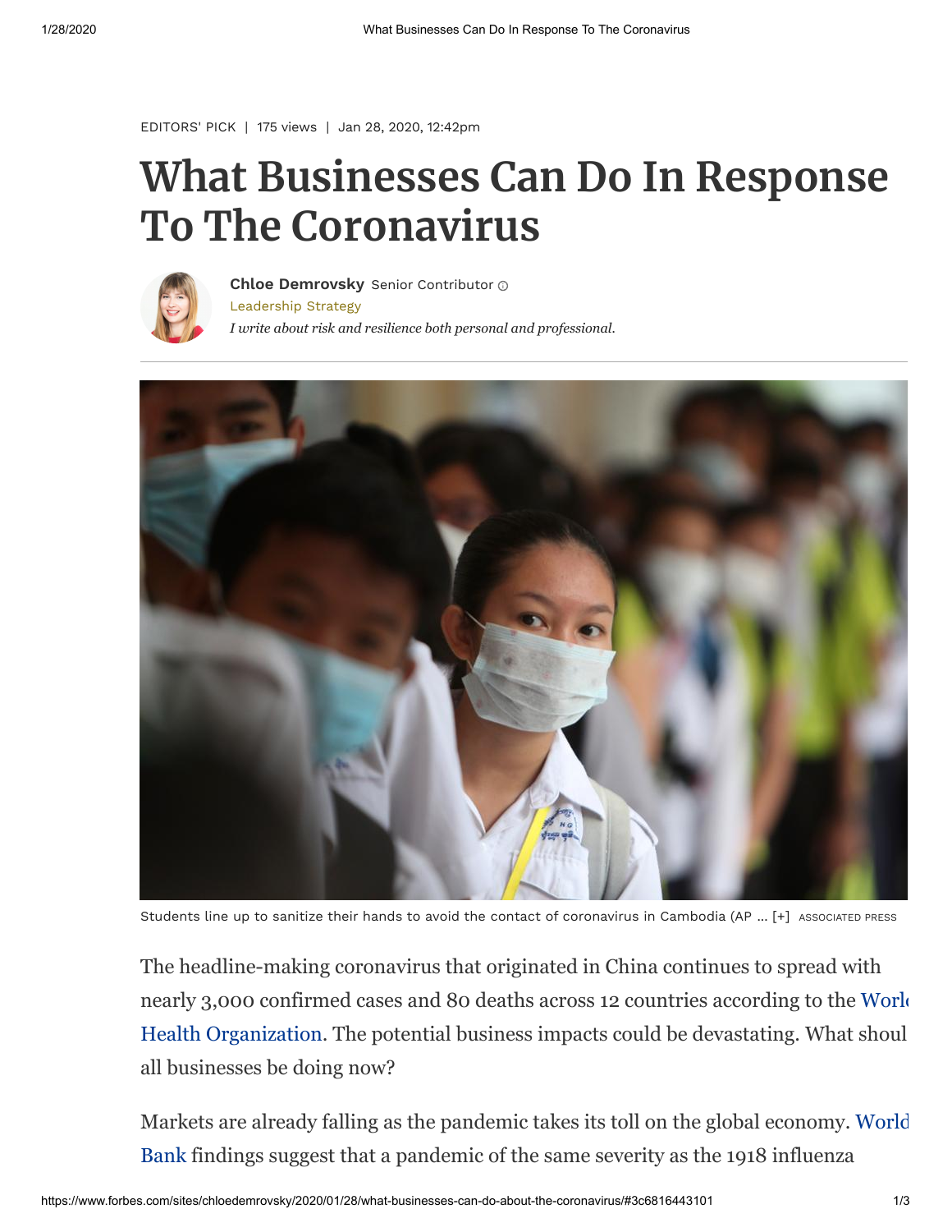EDITORS' PICK | 175 views | Jan 28, 2020, 12:42pm

# What Businesses Can Do In Response To The Coronavirus

**Chloe Demrovsky** Senior Contributor

Leadership Strategy

*I write about risk and resilience both personal and professional.*

Students line up to sanitize their hands to avoid the contact of coronavirus in Cambodia (AP ... [+] ASSOCIATED PRESS

The headline-making coronavirus that originated in China continues to spread with nearly 3,000 confirmed cases and 80 deaths across 12 countries according to the World Health Organization. The potential business impacts could be devastating. What should all businesses be doing now?

Markets are already falling as the pandemic takes its toll on the global economy. World Bank findings suggest that a pandemic of the same severity as the 1918 influenza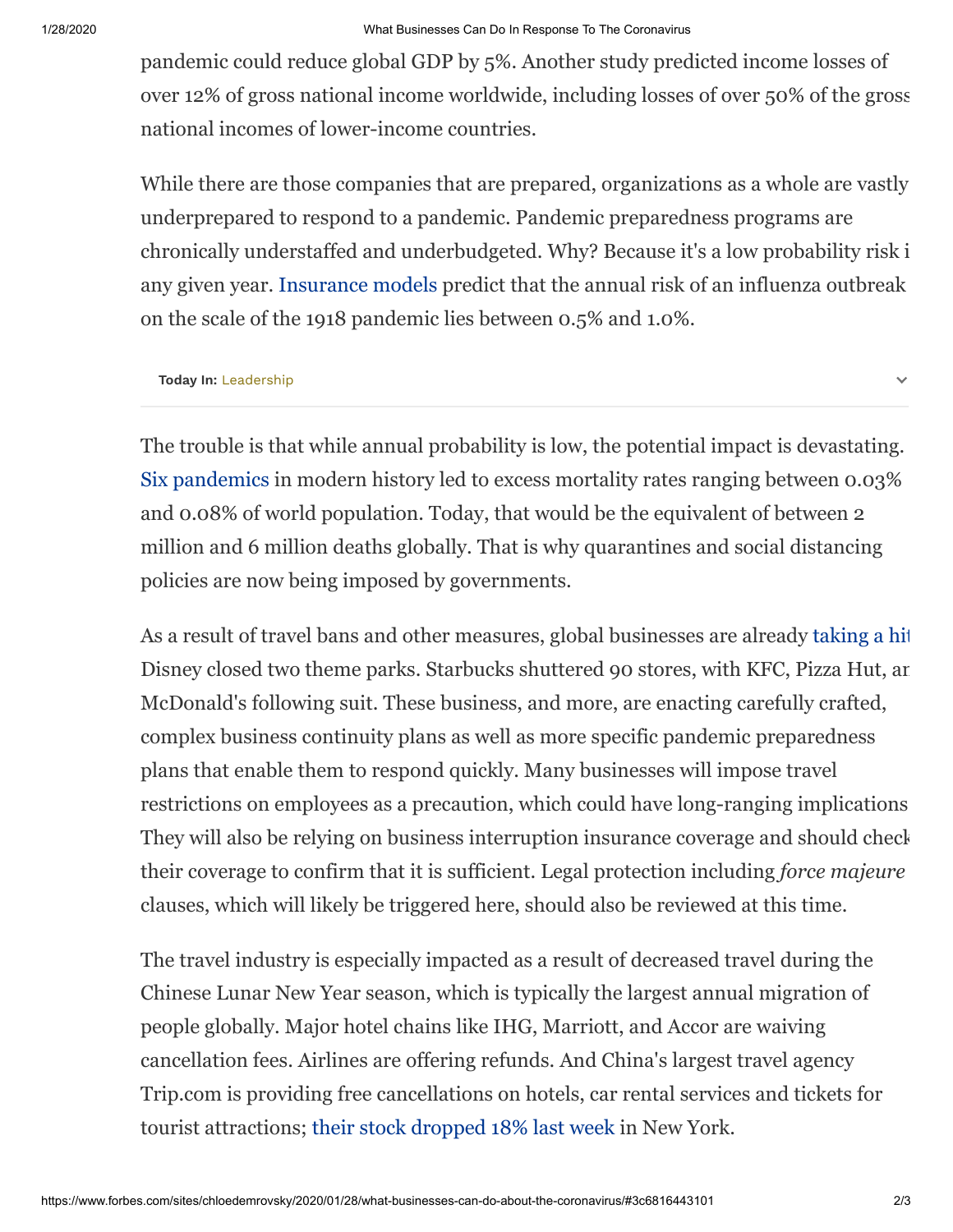pandemic could reduce global GDP by 5%. Another study predicted income losses of over 12% of gross national income worldwide, including losses of over 50% of the gross national incomes of lower-income countries.

While there are those companies that are prepared, organizations as a whole are vastly underprepared to respond to a pandemic. Pandemic preparedness programs are chronically understaffed and underbudgeted. Why? Because it's a low probability risk i any given year. Insurance models predict that the annual risk of an influenza outbreak on the scale of the 1918 pandemic lies between 0.5% and 1.0%.

**Today In:** Leadership

The trouble is that while annual probability is low, the potential impact is devastating. Six pandemics in modern history led to excess mortality rates ranging between 0.03% and 0.08% of world population. Today, that would be the equivalent of between 2 million and 6 million deaths globally. That is why quarantines and social distancing policies are now being imposed by governments.

As a result of travel bans and other measures, global businesses are already taking a hit Disney closed two theme parks. Starbucks shuttered 90 stores, with KFC, Pizza Hut, ar McDonald's following suit. These business, and more, are enacting carefully crafted, complex business continuity plans as well as more specific pandemic preparedness plans that enable them to respond quickly. Many businesses will impose travel restrictions on employees as a precaution, which could have long-ranging implications They will also be relying on business interruption insurance coverage and should check their coverage to confirm that it is sufficient. Legal protection including *force majeure* clauses, which will likely be triggered here, should also be reviewed at this time.

The travel industry is especially impacted as a result of decreased travel during the Chinese Lunar New Year season, which is typically the largest annual migration of people globally. Major hotel chains like IHG, Marriott, and Accor are waiving cancellation fees. Airlines are offering refunds. And China's largest travel agency Trip.com is providing free cancellations on hotels, car rental services and tickets for tourist attractions; their stock dropped 18% last week in New York.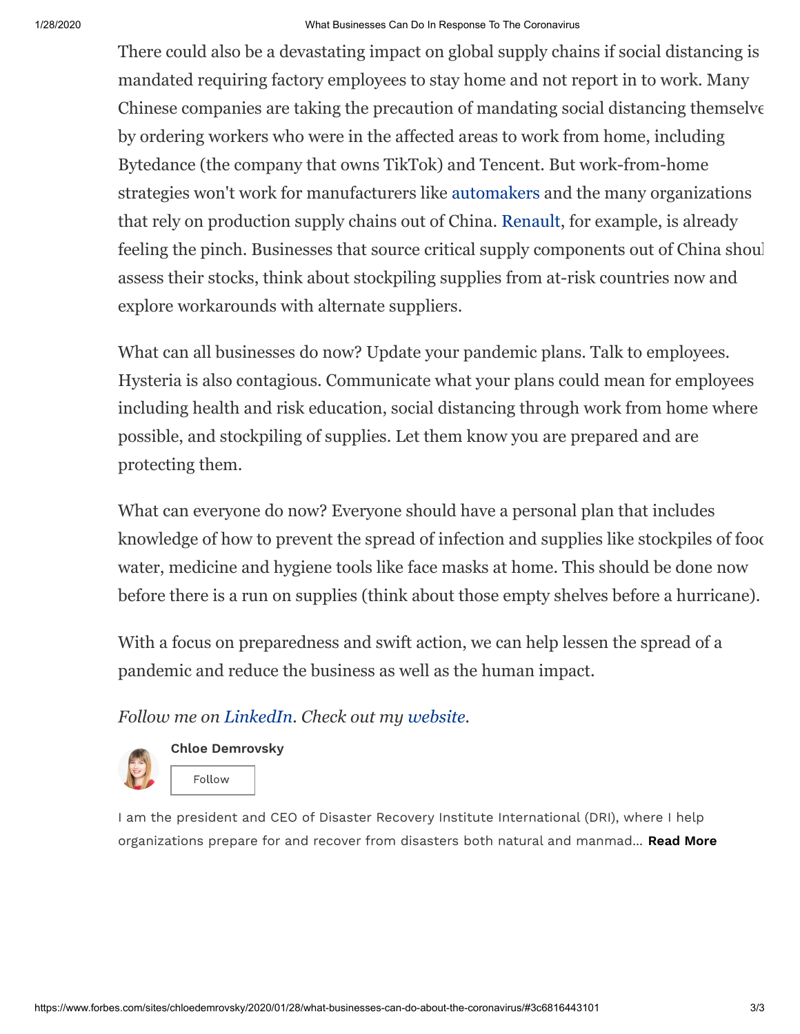There could also be a devastating impact on global supply chains if social distancing is mandated requiring factory employees to stay home and not report in to work. Many Chinese companies are taking the precaution of mandating social distancing themselve by ordering workers who were in the affected areas to work from home, including Bytedance (the company that owns TikTok) and Tencent. But work-from-home strategies won't work for manufacturers like automakers and the many organizations that rely on production supply chains out of China. Renault, for example, is already feeling the pinch. Businesses that source critical supply components out of China shoul assess their stocks, think about stockpiling supplies from at-risk countries now and explore workarounds with alternate suppliers.

What can all businesses do now? Update your pandemic plans. Talk to employees. Hysteria is also contagious. Communicate what your plans could mean for employees including health and risk education, social distancing through work from home where possible, and stockpiling of supplies. Let them know you are prepared and are protecting them.

What can everyone do now? Everyone should have a personal plan that includes knowledge of how to prevent the spread of infection and supplies like stockpiles of fooc water, medicine and hygiene tools like face masks at home. This should be done now before there is a run on supplies (think about those empty shelves before a hurricane).

With a focus on preparedness and swift action, we can help lessen the spread of a pandemic and reduce the business as well as the human impact.

*Follow me on LinkedIn. Check out my website.*

**Chloe Demrovsky**

Follow

I am the president and CEO of Disaster Recovery Institute International (DRI), where I help organizations prepare for and recover from disasters both natural and manmad... **Read More**